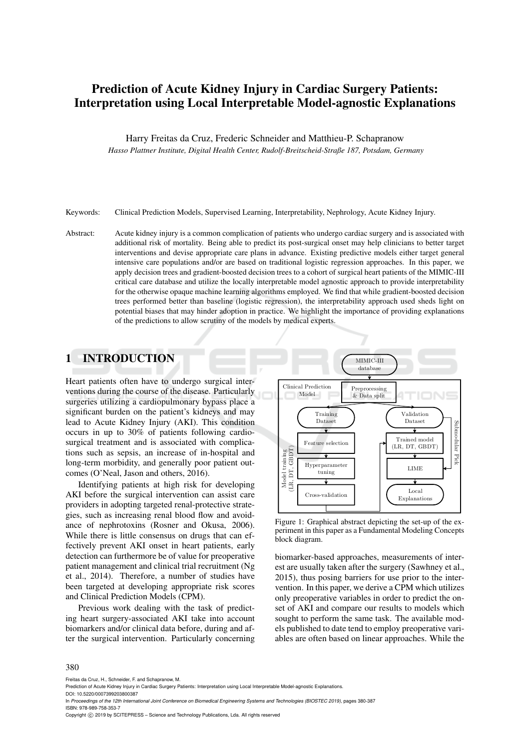# Prediction of Acute Kidney Injury in Cardiac Surgery Patients: Interpretation using Local Interpretable Model-agnostic Explanations

Harry Freitas da Cruz, Frederic Schneider and Matthieu-P. Schapranow

*Hasso Plattner Institute, Digital Health Center, Rudolf-Breitscheid-Straße 187, Potsdam, Germany*

Keywords: Clinical Prediction Models, Supervised Learning, Interpretability, Nephrology, Acute Kidney Injury.

Abstract: Acute kidney injury is a common complication of patients who undergo cardiac surgery and is associated with additional risk of mortality. Being able to predict its post-surgical onset may help clinicians to better target interventions and devise appropriate care plans in advance. Existing predictive models either target general intensive care populations and/or are based on traditional logistic regression approaches. In this paper, we apply decision trees and gradient-boosted decision trees to a cohort of surgical heart patients of the MIMIC-III critical care database and utilize the locally interpretable model agnostic approach to provide interpretability for the otherwise opaque machine learning algorithms employed. We find that while gradient-boosted decision trees performed better than baseline (logistic regression), the interpretability approach used sheds light on potential biases that may hinder adoption in practice. We highlight the importance of providing explanations of the predictions to allow scrutiny of the models by medical experts.

## 1 INTRODUCTION

Heart patients often have to undergo surgical interventions during the course of the disease. Particularly surgeries utilizing a cardiopulmonary bypass place a significant burden on the patient's kidneys and may lead to Acute Kidney Injury (AKI). This condition occurs in up to 30% of patients following cardiosurgical treatment and is associated with complications such as sepsis, an increase of in-hospital and long-term morbidity, and generally poor patient outcomes (O'Neal, Jason and others, 2016).

Identifying patients at high risk for developing AKI before the surgical intervention can assist care providers in adopting targeted renal-protective strategies, such as increasing renal blood flow and avoidance of nephrotoxins (Rosner and Okusa, 2006). While there is little consensus on drugs that can effectively prevent AKI onset in heart patients, early detection can furthermore be of value for preoperative patient management and clinical trial recruitment (Ng et al., 2014). Therefore, a number of studies have been targeted at developing appropriate risk scores and Clinical Prediction Models (CPM).

Previous work dealing with the task of predicting heart surgery-associated AKI take into account biomarkers and/or clinical data before, during and after the surgical intervention. Particularly concerning

Figure 1: Graphical abstract depicting the set-up of the experiment in this paper as a Fundamental Modeling Concepts block diagram.

biomarker-based approaches, measurements of interest are usually taken after the surgery (Sawhney et al., 2015), thus posing barriers for use prior to the intervention. In this paper, we derive a CPM which utilizes only preoperative variables in order to predict the onset of AKI and compare our results to models which sought to perform the same task. The available models published to date tend to employ preoperative variables are often based on linear approaches. While the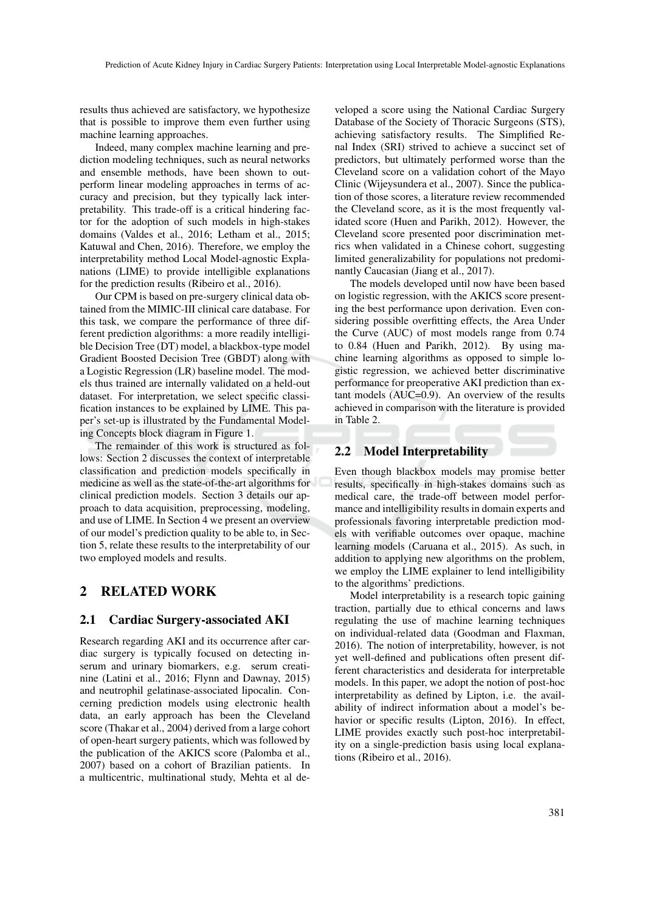results thus achieved are satisfactory, we hypothesize that is possible to improve them even further using machine learning approaches.

Indeed, many complex machine learning and prediction modeling techniques, such as neural networks and ensemble methods, have been shown to outperform linear modeling approaches in terms of accuracy and precision, but they typically lack interpretability. This trade-off is a critical hindering factor for the adoption of such models in high-stakes domains (Valdes et al., 2016; Letham et al., 2015; Katuwal and Chen, 2016). Therefore, we employ the interpretability method Local Model-agnostic Explanations (LIME) to provide intelligible explanations for the prediction results (Ribeiro et al., 2016).

Our CPM is based on pre-surgery clinical data obtained from the MIMIC-III clinical care database. For this task, we compare the performance of three different prediction algorithms: a more readily intelligible Decision Tree (DT) model, a blackbox-type model Gradient Boosted Decision Tree (GBDT) along with a Logistic Regression (LR) baseline model. The models thus trained are internally validated on a held-out dataset. For interpretation, we select specific classification instances to be explained by LIME. This paper's set-up is illustrated by the Fundamental Modeling Concepts block diagram in Figure 1.

The remainder of this work is structured as follows: Section 2 discusses the context of interpretable classification and prediction models specifically in medicine as well as the state-of-the-art algorithms for clinical prediction models. Section 3 details our approach to data acquisition, preprocessing, modeling, and use of LIME. In Section 4 we present an overview of our model's prediction quality to be able to, in Section 5, relate these results to the interpretability of our two employed models and results.

## 2 RELATED WORK

### 2.1 Cardiac Surgery-associated AKI

Research regarding AKI and its occurrence after cardiac surgery is typically focused on detecting in-serum and urinary biomarkers, e.g. serum creatinine (Latini et al., 2016; Flynn and Dawnay, 2015) and neutrophil gelatinase-associated lipocalin. Concerning prediction models using electronic health data, an early approach has been the Cleveland score (Thakar et al., 2004) derived from a large cohort of open-heart surgery patients, which was followed by the publication of the AKICS score (Palomba et al., 2007) based on a cohort of Brazilian patients. In a multicentric, multinational study, Mehta et al developed a score using the National Cardiac Surgery Database of the Society of Thoracic Surgeons (STS), achieving satisfactory results. The Simplified Renal Index (SRI) strived to achieve a succinct set of predictors, but ultimately performed worse than the Cleveland score on a validation cohort of the Mayo Clinic (Wijeysundera et al., 2007). Since the publication of those scores, a literature review recommended the Cleveland score, as it is the most frequently validated score (Huen and Parikh, 2012). However, the Cleveland score presented poor discrimination metrics when validated in a Chinese cohort, suggesting limited generalizability for populations not predominantly Caucasian (Jiang et al., 2017).

The models developed until now have been based on logistic regression, with the AKICS score presenting the best performance upon derivation. Even considering possible overfitting effects, the Area Under the Curve (AUC) of most models range from 0.74 to 0.84 (Huen and Parikh, 2012). By using machine learning algorithms as opposed to simple logistic regression, we achieved better discriminative performance for preoperative AKI prediction than extant models (AUC=0.9). An overview of the results achieved in comparison with the literature is provided in Table 2.

### 2.2 Model Interpretability

Even though blackbox models may promise better results, specifically in high-stakes domains such as medical care, the trade-off between model performance and intelligibility results in domain experts and professionals favoring interpretable prediction models with verifiable outcomes over opaque, machine learning models (Caruana et al., 2015). As such, in addition to applying new algorithms on the problem, we employ the LIME explainer to lend intelligibility to the algorithms' predictions.

Model interpretability is a research topic gaining traction, partially due to ethical concerns and laws regulating the use of machine learning techniques on individual-related data (Goodman and Flaxman, 2016). The notion of interpretability, however, is not yet well-defined and publications often present different characteristics and desiderata for interpretable models. In this paper, we adopt the notion of post-hoc interpretability as defined by Lipton, i.e. the availability of indirect information about a model's behavior or specific results (Lipton, 2016). In effect, LIME provides exactly such post-hoc interpretability on a single-prediction basis using local explanations (Ribeiro et al., 2016).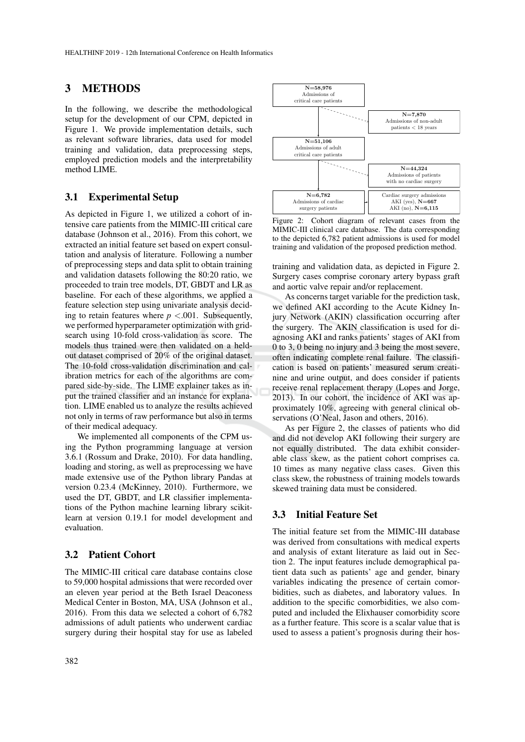## 3 METHODS

In the following, we describe the methodological setup for the development of our CPM, depicted in Figure 1. We provide implementation details, such as relevant software libraries, data used for model training and validation, data preprocessing steps, employed prediction models and the interpretability method LIME.

### 3.1 Experimental Setup

As depicted in Figure 1, we utilized a cohort of intensive care patients from the MIMIC-III critical care database (Johnson et al., 2016). From this cohort, we extracted an initial feature set based on expert consultation and analysis of literature. Following a number of preprocessing steps and data split to obtain training and validation datasets following the 80:20 ratio, we proceeded to train tree models, DT, GBDT and LR as baseline. For each of these algorithms, we applied a feature selection step using univariate analysis deciding to retain features where $p < .001$. Subsequently, we performed hyperparameter optimization with gridsearch using 10-fold cross-validation as score. The models thus trained were then validated on a held-out dataset comprised of 20% of the original dataset. The 10-fold cross-validation discrimination and calibration metrics for each of the algorithms are compared side-by-side. The LIME explainer takes as input the trained classifier and an instance for explanation. LIME enabled us to analyze the results achieved not only in terms of raw performance but also in terms of their medical adequacy.

We implemented all components of the CPM using the Python programming language at version 3.6.1 (Rossum and Drake, 2010). For data handling, loading and storing, as well as preprocessing we have made extensive use of the Python library Pandas at version 0.23.4 (McKinney, 2010). Furthermore, we used the DT, GBDT, and LR classifier implementations of the Python machine learning library scikit-learn at version 0.19.1 for model development and evaluation.

### 3.2 Patient Cohort

The MIMIC-III critical care database contains close to 59,000 hospital admissions that were recorded over an eleven year period at the Beth Israel Deaconess Medical Center in Boston, MA, USA (Johnson et al., 2016). From this data we selected a cohort of 6,782 admissions of adult patients who underwent cardiac surgery during their hospital stay for use as labeled training and validation data, as depicted in Figure 2. Surgery cases comprise coronary artery bypass graft and aortic valve repair and/or replacement.

**N=58,976** Admissions of critical care patients
→ **N=7,870** Admissions of non-adult patients < 18 years
**N=51,106** Admissions of adult critical care patients
→ **N=44,324** Admissions of patients with no cardiac surgery
**N=6,782** Admissions of cardiac surgery patients
Cardiac surgery admissions: AKI (yes), **N=667**; AKI (no), **N=6,115**

Figure 2: Cohort diagram of relevant cases from the MIMIC-III clinical care database. The data corresponding to the depicted 6,782 patient admissions is used for model training and validation of the proposed prediction method.

As concerns target variable for the prediction task, we defined AKI according to the Acute Kidney Injury Network (AKIN) classification occurring after the surgery. The AKIN classification is used for diagnosing AKI and ranks patients' stages of AKI from 0 to 3, 0 being no injury and 3 being the most severe, often indicating complete renal failure. The classification is based on patients' measured serum creatinine and urine output, and does consider if patients receive renal replacement therapy (Lopes and Jorge, 2013). In our cohort, the incidence of AKI was approximately 10%, agreeing with general clinical observations (O'Neal, Jason and others, 2016).

As per Figure 2, the classes of patients who did and did not develop AKI following their surgery are not equally distributed. The data exhibit considerable class skew, as the patient cohort comprises ca. 10 times as many negative class cases. Given this class skew, the robustness of training models towards skewed training data must be considered.

### 3.3 Initial Feature Set

The initial feature set from the MIMIC-III database was derived from consultations with medical experts and analysis of extant literature as laid out in Section 2. The input features include demographical patient data such as patients' age and gender, binary variables indicating the presence of certain comorbidities, such as diabetes, and laboratory values. In addition to the specific comorbidities, we also computed and included the Elixhauser comorbidity score as a further feature. This score is a scalar value that is used to assess a patient's prognosis during their hos-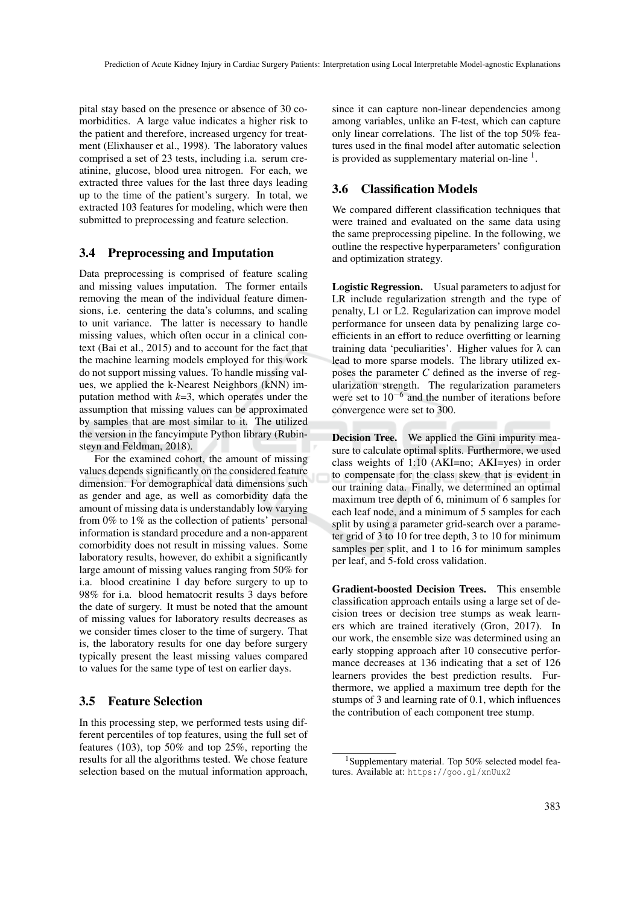pital stay based on the presence or absence of 30 comorbidities. A large value indicates a higher risk to the patient and therefore, increased urgency for treatment (Elixhauser et al., 1998). The laboratory values comprised a set of 23 tests, including i.a. serum creatinine, glucose, blood urea nitrogen. For each, we extracted three values for the last three days leading up to the time of the patient's surgery. In total, we extracted 103 features for modeling, which were then submitted to preprocessing and feature selection.

### 3.4 Preprocessing and Imputation

Data preprocessing is comprised of feature scaling and missing values imputation. The former entails removing the mean of the individual feature dimensions, i.e. centering the data's columns, and scaling to unit variance. The latter is necessary to handle missing values, which often occur in a clinical context (Bai et al., 2015) and to account for the fact that the machine learning models employed for this work do not support missing values. To handle missing values, we applied the k-Nearest Neighbors (kNN) imputation method with $k$=3, which operates under the assumption that missing values can be approximated by samples that are most similar to it. The utilized the version in the fancyimpute Python library (Rubinsteyn and Feldman, 2018).

For the examined cohort, the amount of missing values depends significantly on the considered feature dimension. For demographical data dimensions such as gender and age, as well as comorbidity data the amount of missing data is understandably low varying from 0% to 1% as the collection of patients' personal information is standard procedure and a non-apparent comorbidity does not result in missing values. Some laboratory results, however, do exhibit a significantly large amount of missing values ranging from 50% for i.a. blood creatinine 1 day before surgery to up to 98% for i.a. blood hematocrit results 3 days before the date of surgery. It must be noted that the amount of missing values for laboratory results decreases as we consider times closer to the time of surgery. That is, the laboratory results for one day before surgery typically present the least missing values compared to values for the same type of test on earlier days.

### 3.5 Feature Selection

In this processing step, we performed tests using different percentiles of top features, using the full set of features (103), top 50% and top 25%, reporting the results for all the algorithms tested. We chose feature selection based on the mutual information approach, since it can capture non-linear dependencies among among variables, unlike an F-test, which can capture only linear correlations. The list of the top 50% features used in the final model after automatic selection is provided as supplementary material on-line [1].

### 3.6 Classification Models

We compared different classification techniques that were trained and evaluated on the same data using the same preprocessing pipeline. In the following, we outline the respective hyperparameters' configuration and optimization strategy.

**Logistic Regression.** Usual parameters to adjust for LR include regularization strength and the type of penalty, L1 or L2. Regularization can improve model performance for unseen data by penalizing large coefficients in an effort to reduce overfitting or learning training data 'peculiarities'. Higher values for $\lambda$ can lead to more sparse models. The library utilized exposes the parameter $C$ defined as the inverse of regularization strength. The regularization parameters were set to $10^{-6}$ and the number of iterations before convergence were set to 300.

**Decision Tree.** We applied the Gini impurity measure to calculate optimal splits. Furthermore, we used class weights of 1:10 (AKI=no; AKI=yes) in order to compensate for the class skew that is evident in our training data. Finally, we determined an optimal maximum tree depth of 6, minimum of 6 samples for each leaf node, and a minimum of 5 samples for each split by using a parameter grid-search over a parameter grid of 3 to 10 for tree depth, 3 to 10 for minimum samples per split, and 1 to 16 for minimum samples per leaf, and 5-fold cross validation.

**Gradient-boosted Decision Trees.** This ensemble classification approach entails using a large set of decision trees or decision tree stumps as weak learners which are trained iteratively (Gron, 2017). In our work, the ensemble size was determined using an early stopping approach after 10 consecutive performance decreases at 136 indicating that a set of 126 learners provides the best prediction results. Furthermore, we applied a maximum tree depth for the stumps of 3 and learning rate of 0.1, which influences the contribution of each component tree stump.

---

[1] Supplementary material. Top 50% selected model features. Available at: https://goo.gl/xnUux2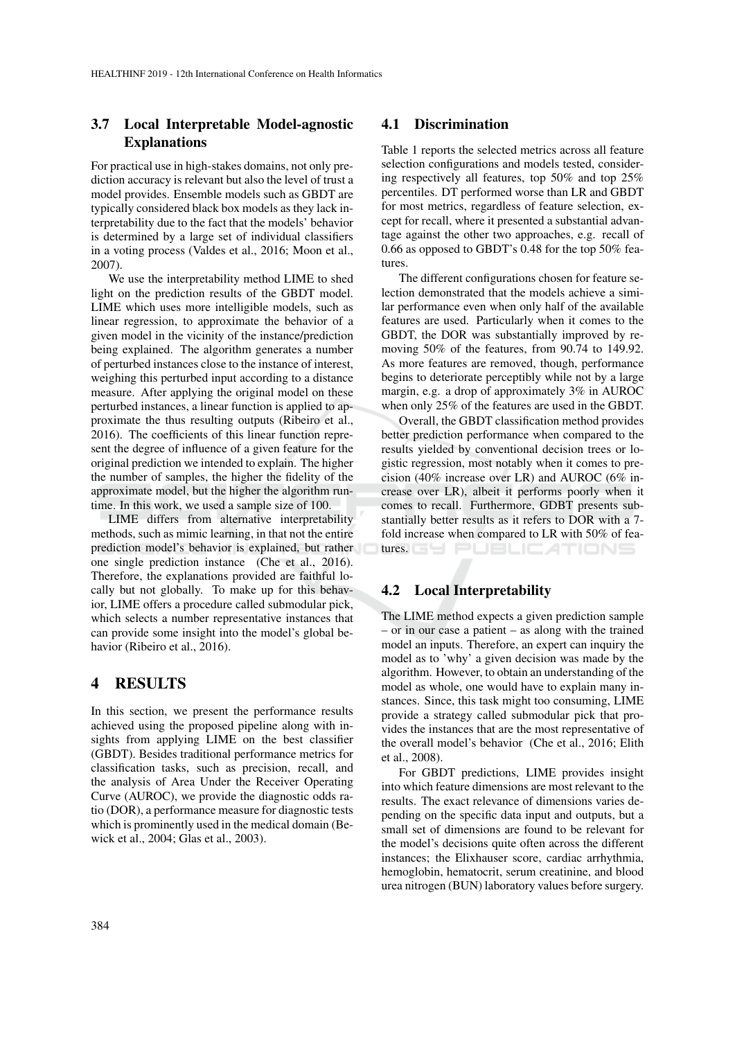### 3.7 Local Interpretable Model-agnostic Explanations

For practical use in high-stakes domains, not only prediction accuracy is relevant but also the level of trust a model provides. Ensemble models such as GBDT are typically considered black box models as they lack interpretability due to the fact that the models' behavior is determined by a large set of individual classifiers in a voting process (Valdes et al., 2016; Moon et al., 2007).

We use the interpretability method LIME to shed light on the prediction results of the GBDT model. LIME which uses more intelligible models, such as linear regression, to approximate the behavior of a given model in the vicinity of the instance/prediction being explained. The algorithm generates a number of perturbed instances close to the instance of interest, weighing this perturbed input according to a distance measure. After applying the original model on these perturbed instances, a linear function is applied to approximate the thus resulting outputs (Ribeiro et al., 2016). The coefficients of this linear function represent the degree of influence of a given feature for the original prediction we intended to explain. The higher the number of samples, the higher the fidelity of the approximate model, but the higher the algorithm runtime. In this work, we used a sample size of 100.

LIME differs from alternative interpretability methods, such as mimic learning, in that not the entire prediction model's behavior is explained, but rather one single prediction instance (Che et al., 2016). Therefore, the explanations provided are faithful locally but not globally. To make up for this behavior, LIME offers a procedure called submodular pick, which selects a number representative instances that can provide some insight into the model's global behavior (Ribeiro et al., 2016).

## 4 RESULTS

In this section, we present the performance results achieved using the proposed pipeline along with insights from applying LIME on the best classifier (GBDT). Besides traditional performance metrics for classification tasks, such as precision, recall, and the analysis of Area Under the Receiver Operating Curve (AUROC), we provide the diagnostic odds ratio (DOR), a performance measure for diagnostic tests which is prominently used in the medical domain (Bewick et al., 2004; Glas et al., 2003).

### 4.1 Discrimination

Table 1 reports the selected metrics across all feature selection configurations and models tested, considering respectively all features, top 50% and top 25% percentiles. DT performed worse than LR and GBDT for most metrics, regardless of feature selection, except for recall, where it presented a substantial advantage against the other two approaches, e.g. recall of 0.66 as opposed to GBDT's 0.48 for the top 50% features.

The different configurations chosen for feature selection demonstrated that the models achieve a similar performance even when only half of the available features are used. Particularly when it comes to the GBDT, the DOR was substantially improved by removing 50% of the features, from 90.74 to 149.92. As more features are removed, though, performance begins to deteriorate perceptibly while not by a large margin, e.g. a drop of approximately 3% in AUROC when only 25% of the features are used in the GBDT.

Overall, the GBDT classification method provides better prediction performance when compared to the results yielded by conventional decision trees or logistic regression, most notably when it comes to precision (40% increase over LR) and AUROC (6% increase over LR), albeit it performs poorly when it comes to recall. Furthermore, GDBT presents substantially better results as it refers to DOR with a 7-fold increase when compared to LR with 50% of features.

### 4.2 Local Interpretability

The LIME method expects a given prediction sample – or in our case a patient – as along with the trained model an inputs. Therefore, an expert can inquiry the model as to 'why' a given decision was made by the algorithm. However, to obtain an understanding of the model as whole, one would have to explain many instances. Since, this task might too consuming, LIME provide a strategy called submodular pick that provides the instances that are the most representative of the overall model's behavior (Che et al., 2016; Elith et al., 2008).

For GBDT predictions, LIME provides insight into which feature dimensions are most relevant to the results. The exact relevance of dimensions varies depending on the specific data input and outputs, but a small set of dimensions are found to be relevant for the model's decisions quite often across the different instances; the Elixhauser score, cardiac arrhythmia, hemoglobin, hematocrit, serum creatinine, and blood urea nitrogen (BUN) laboratory values before surgery.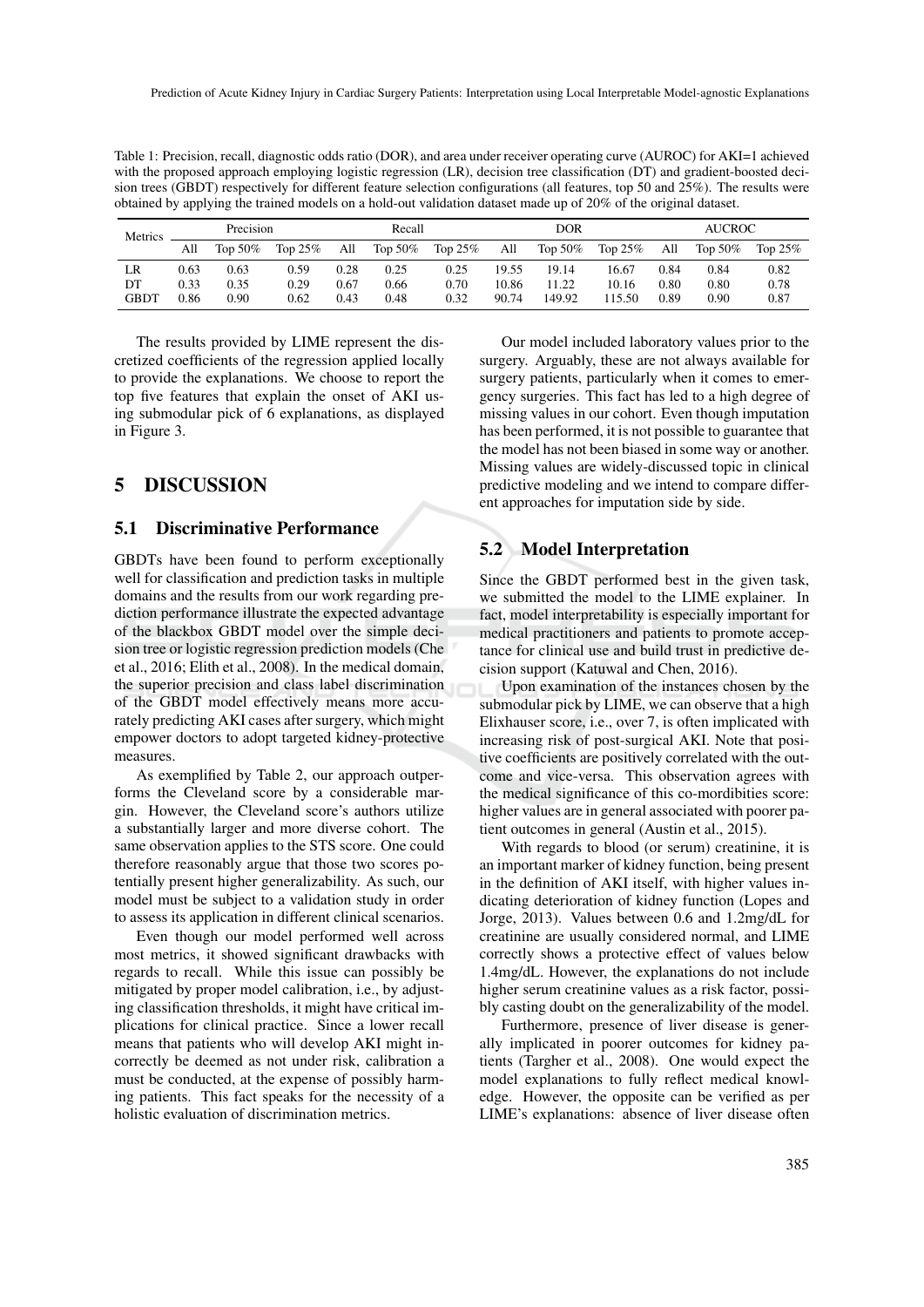Table 1: Precision, recall, diagnostic odds ratio (DOR), and area under receiver operating curve (AUROC) for AKI=1 achieved with the proposed approach employing logistic regression (LR), decision tree classification (DT) and gradient-boosted decision trees (GBDT) respectively for different feature selection configurations (all features, top 50 and 25%). The results were obtained by applying the trained models on a hold-out validation dataset made up of 20% of the original dataset.

| Metrics | Precision | | | Recall | | | DOR | | | AUCROC | | |
|---|---|---|---|---|---|---|---|---|---|---|---|---|
| | All | Top 50% | Top 25% | All | Top 50% | Top 25% | All | Top 50% | Top 25% | All | Top 50% | Top 25% |
| LR | 0.63 | 0.63 | 0.59 | 0.28 | 0.25 | 0.25 | 19.55 | 19.14 | 16.67 | 0.84 | 0.84 | 0.82 |
| DT | 0.33 | 0.35 | 0.29 | 0.67 | 0.66 | 0.70 | 10.86 | 11.22 | 10.16 | 0.80 | 0.80 | 0.78 |
| GBDT | 0.86 | 0.90 | 0.62 | 0.43 | 0.48 | 0.32 | 90.74 | 149.92 | 115.50 | 0.89 | 0.90 | 0.87 |

The results provided by LIME represent the discretized coefficients of the regression applied locally to provide the explanations. We choose to report the top five features that explain the onset of AKI using submodular pick of 6 explanations, as displayed in Figure 3.

# 5 DISCUSSION

## 5.1 Discriminative Performance

GBDTs have been found to perform exceptionally well for classification and prediction tasks in multiple domains and the results from our work regarding prediction performance illustrate the expected advantage of the blackbox GBDT model over the simple decision tree or logistic regression prediction models (Che et al., 2016; Elith et al., 2008). In the medical domain, the superior precision and class label discrimination of the GBDT model effectively means more accurately predicting AKI cases after surgery, which might empower doctors to adopt targeted kidney-protective measures.

As exemplified by Table 2, our approach outperforms the Cleveland score by a considerable margin. However, the Cleveland score's authors utilize a substantially larger and more diverse cohort. The same observation applies to the STS score. One could therefore reasonably argue that those two scores potentially present higher generalizability. As such, our model must be subject to a validation study in order to assess its application in different clinical scenarios.

Even though our model performed well across most metrics, it showed significant drawbacks with regards to recall. While this issue can possibly be mitigated by proper model calibration, i.e., by adjusting classification thresholds, it might have critical implications for clinical practice. Since a lower recall means that patients who will develop AKI might incorrectly be deemed as not under risk, calibration a must be conducted, at the expense of possibly harming patients. This fact speaks for the necessity of a holistic evaluation of discrimination metrics.

Our model included laboratory values prior to the surgery. Arguably, these are not always available for surgery patients, particularly when it comes to emergency surgeries. This fact has led to a high degree of missing values in our cohort. Even though imputation has been performed, it is not possible to guarantee that the model has not been biased in some way or another. Missing values are widely-discussed topic in clinical predictive modeling and we intend to compare different approaches for imputation side by side.

## 5.2 Model Interpretation

Since the GBDT performed best in the given task, we submitted the model to the LIME explainer. In fact, model interpretability is especially important for medical practitioners and patients to promote acceptance for clinical use and build trust in predictive decision support (Katuwal and Chen, 2016).

Upon examination of the instances chosen by the submodular pick by LIME, we can observe that a high Elixhauser score, i.e., over 7, is often implicated with increasing risk of post-surgical AKI. Note that positive coefficients are positively correlated with the outcome and vice-versa. This observation agrees with the medical significance of this co-mordibities score: higher values are in general associated with poorer patient outcomes in general (Austin et al., 2015).

With regards to blood (or serum) creatinine, it is an important marker of kidney function, being present in the definition of AKI itself, with higher values indicating deterioration of kidney function (Lopes and Jorge, 2013). Values between 0.6 and 1.2mg/dL for creatinine are usually considered normal, and LIME correctly shows a protective effect of values below 1.4mg/dL. However, the explanations do not include higher serum creatinine values as a risk factor, possibly casting doubt on the generalizability of the model.

Furthermore, presence of liver disease is generally implicated in poorer outcomes for kidney patients (Targher et al., 2008). One would expect the model explanations to fully reflect medical knowledge. However, the opposite can be verified as per LIME's explanations: absence of liver disease often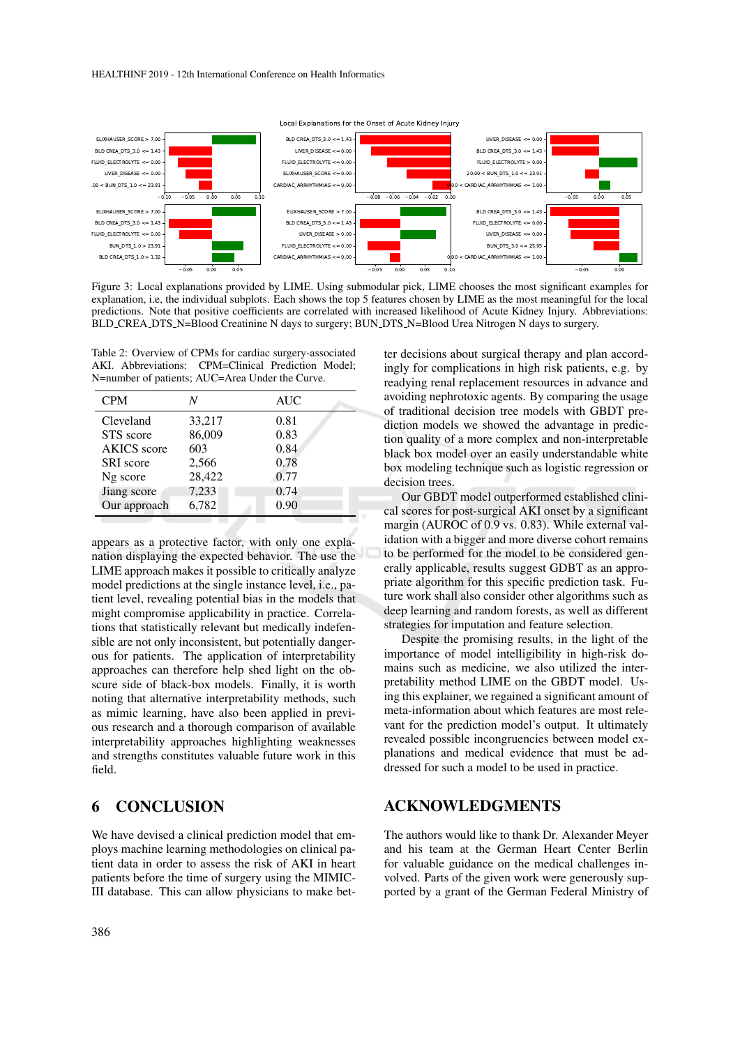Figure 3: Local explanations provided by LIME. Using submodular pick, LIME chooses the most significant examples for explanation, i.e, the individual subplots. Each shows the top 5 features chosen by LIME as the most meaningful for the local predictions. Note that positive coefficients are correlated with increased likelihood of Acute Kidney Injury. Abbreviations: BLD_CREA_DTS_N=Blood Creatinine N days to surgery; BUN_DTS_N=Blood Urea Nitrogen N days to surgery.

Table 2: Overview of CPMs for cardiac surgery-associated AKI. Abbreviations: CPM=Clinical Prediction Model; N=number of patients; AUC=Area Under the Curve.

| CPM | *N* | AUC |
|---|---|---|
| Cleveland | 33,217 | 0.81 |
| STS score | 86,009 | 0.83 |
| AKICS score | 603 | 0.84 |
| SRI score | 2,566 | 0.78 |
| Ng score | 28,422 | 0.77 |
| Jiang score | 7,233 | 0.74 |
| Our approach | 6,782 | 0.90 |

appears as a protective factor, with only one explanation displaying the expected behavior. The use the LIME approach makes it possible to critically analyze model predictions at the single instance level, i.e., patient level, revealing potential bias in the models that might compromise applicability in practice. Correlations that statistically relevant but medically indefensible are not only inconsistent, but potentially dangerous for patients. The application of interpretability approaches can therefore help shed light on the obscure side of black-box models. Finally, it is worth noting that alternative interpretability methods, such as mimic learning, have also been applied in previous research and a thorough comparison of available interpretability approaches highlighting weaknesses and strengths constitutes valuable future work in this field.

## 6 CONCLUSION

We have devised a clinical prediction model that employs machine learning methodologies on clinical patient data in order to assess the risk of AKI in heart patients before the time of surgery using the MIMIC-III database. This can allow physicians to make better decisions about surgical therapy and plan accordingly for complications in high risk patients, e.g. by readying renal replacement resources in advance and avoiding nephrotoxic agents. By comparing the usage of traditional decision tree models with GBDT prediction models we showed the advantage in prediction quality of a more complex and non-interpretable black box model over an easily understandable white box modeling technique such as logistic regression or decision trees.

Our GBDT model outperformed established clinical scores for post-surgical AKI onset by a significant margin (AUROC of 0.9 vs. 0.83). While external validation with a bigger and more diverse cohort remains to be performed for the model to be considered generally applicable, results suggest GDBT as an appropriate algorithm for this specific prediction task. Future work shall also consider other algorithms such as deep learning and random forests, as well as different strategies for imputation and feature selection.

Despite the promising results, in the light of the importance of model intelligibility in high-risk domains such as medicine, we also utilized the interpretability method LIME on the GBDT model. Using this explainer, we regained a significant amount of meta-information about which features are most relevant for the prediction model's output. It ultimately revealed possible incongruencies between model explanations and medical evidence that must be addressed for such a model to be used in practice.

## ACKNOWLEDGMENTS

The authors would like to thank Dr. Alexander Meyer and his team at the German Heart Center Berlin for valuable guidance on the medical challenges involved. Parts of the given work were generously supported by a grant of the German Federal Ministry of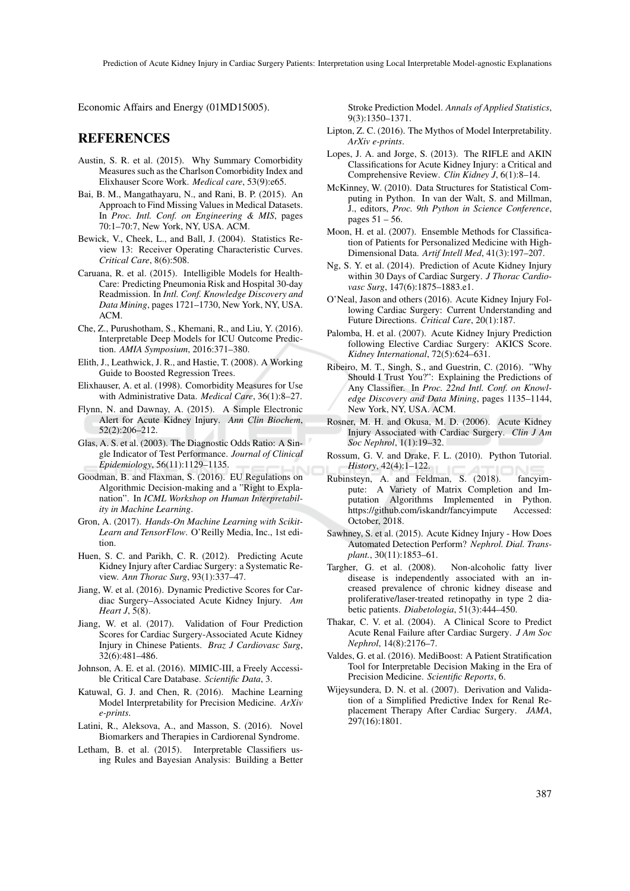Economic Affairs and Energy (01MD15005).

## REFERENCES

Austin, S. R. et al. (2015). Why Summary Comorbidity Measures such as the Charlson Comorbidity Index and Elixhauser Score Work. *Medical care*, 53(9):e65.

Bai, B. M., Mangathayaru, N., and Rani, B. P. (2015). An Approach to Find Missing Values in Medical Datasets. In *Proc. Intl. Conf. on Engineering & MIS*, pages 70:1–70:7, New York, NY, USA. ACM.

Bewick, V., Cheek, L., and Ball, J. (2004). Statistics Review 13: Receiver Operating Characteristic Curves. *Critical Care*, 8(6):508.

Caruana, R. et al. (2015). Intelligible Models for HealthCare: Predicting Pneumonia Risk and Hospital 30-day Readmission. In *Intl. Conf. Knowledge Discovery and Data Mining*, pages 1721–1730, New York, NY, USA. ACM.

Che, Z., Purushotham, S., Khemani, R., and Liu, Y. (2016). Interpretable Deep Models for ICU Outcome Prediction. *AMIA Symposium*, 2016:371–380.

Elith, J., Leathwick, J. R., and Hastie, T. (2008). A Working Guide to Boosted Regression Trees.

Elixhauser, A. et al. (1998). Comorbidity Measures for Use with Administrative Data. *Medical Care*, 36(1):8–27.

Flynn, N. and Dawnay, A. (2015). A Simple Electronic Alert for Acute Kidney Injury. *Ann Clin Biochem*, 52(2):206–212.

Glas, A. S. et al. (2003). The Diagnostic Odds Ratio: A Single Indicator of Test Performance. *Journal of Clinical Epidemiology*, 56(11):1129–1135.

Goodman, B. and Flaxman, S. (2016). EU Regulations on Algorithmic Decision-making and a "Right to Explanation". In *ICML Workshop on Human Interpretability in Machine Learning*.

Gron, A. (2017). *Hands-On Machine Learning with Scikit-Learn and TensorFlow*. O'Reilly Media, Inc., 1st edition.

Huen, S. C. and Parikh, C. R. (2012). Predicting Acute Kidney Injury after Cardiac Surgery: a Systematic Review. *Ann Thorac Surg*, 93(1):337–47.

Jiang, W. et al. (2016). Dynamic Predictive Scores for Cardiac Surgery–Associated Acute Kidney Injury. *Am Heart J*, 5(8).

Jiang, W. et al. (2017). Validation of Four Prediction Scores for Cardiac Surgery-Associated Acute Kidney Injury in Chinese Patients. *Braz J Cardiovasc Surg*, 32(6):481–486.

Johnson, A. E. et al. (2016). MIMIC-III, a Freely Accessible Critical Care Database. *Scientific Data*, 3.

Katuwal, G. J. and Chen, R. (2016). Machine Learning Model Interpretability for Precision Medicine. *ArXiv e-prints*.

Latini, R., Aleksova, A., and Masson, S. (2016). Novel Biomarkers and Therapies in Cardiorenal Syndrome.

Letham, B. et al. (2015). Interpretable Classifiers using Rules and Bayesian Analysis: Building a Better Stroke Prediction Model. *Annals of Applied Statistics*, 9(3):1350–1371.

Lipton, Z. C. (2016). The Mythos of Model Interpretability. *ArXiv e-prints*.

Lopes, J. A. and Jorge, S. (2013). The RIFLE and AKIN Classifications for Acute Kidney Injury: a Critical and Comprehensive Review. *Clin Kidney J*, 6(1):8–14.

McKinney, W. (2010). Data Structures for Statistical Computing in Python. In van der Walt, S. and Millman, J., editors, *Proc. 9th Python in Science Conference*, pages 51 – 56.

Moon, H. et al. (2007). Ensemble Methods for Classification of Patients for Personalized Medicine with High-Dimensional Data. *Artif Intell Med*, 41(3):197–207.

Ng, S. Y. et al. (2014). Prediction of Acute Kidney Injury within 30 Days of Cardiac Surgery. *J Thorac Cardiovasc Surg*, 147(6):1875–1883.e1.

O'Neal, Jason and others (2016). Acute Kidney Injury Following Cardiac Surgery: Current Understanding and Future Directions. *Critical Care*, 20(1):187.

Palomba, H. et al. (2007). Acute Kidney Injury Prediction following Elective Cardiac Surgery: AKICS Score. *Kidney International*, 72(5):624–631.

Ribeiro, M. T., Singh, S., and Guestrin, C. (2016). "Why Should I Trust You?": Explaining the Predictions of Any Classifier. In *Proc. 22nd Intl. Conf. on Knowledge Discovery and Data Mining*, pages 1135–1144, New York, NY, USA. ACM.

Rosner, M. H. and Okusa, M. D. (2006). Acute Kidney Injury Associated with Cardiac Surgery. *Clin J Am Soc Nephrol*, 1(1):19–32.

Rossum, G. V. and Drake, F. L. (2010). Python Tutorial. *History*, 42(4):1–122.

Rubinsteyn, A. and Feldman, S. (2018). fancyimpute: A Variety of Matrix Completion and Imputation Algorithms Implemented in Python. https://github.com/iskandr/fancyimpute Accessed: October, 2018.

Sawhney, S. et al. (2015). Acute Kidney Injury - How Does Automated Detection Perform? *Nephrol. Dial. Transplant.*, 30(11):1853–61.

Targher, G. et al. (2008). Non-alcoholic fatty liver disease is independently associated with an increased prevalence of chronic kidney disease and proliferative/laser-treated retinopathy in type 2 diabetic patients. *Diabetologia*, 51(3):444–450.

Thakar, C. V. et al. (2004). A Clinical Score to Predict Acute Renal Failure after Cardiac Surgery. *J Am Soc Nephrol*, 14(8):2176–7.

Valdes, G. et al. (2016). MediBoost: A Patient Stratification Tool for Interpretable Decision Making in the Era of Precision Medicine. *Scientific Reports*, 6.

Wijeysundera, D. N. et al. (2007). Derivation and Validation of a Simplified Predictive Index for Renal Replacement Therapy After Cardiac Surgery. *JAMA*, 297(16):1801.